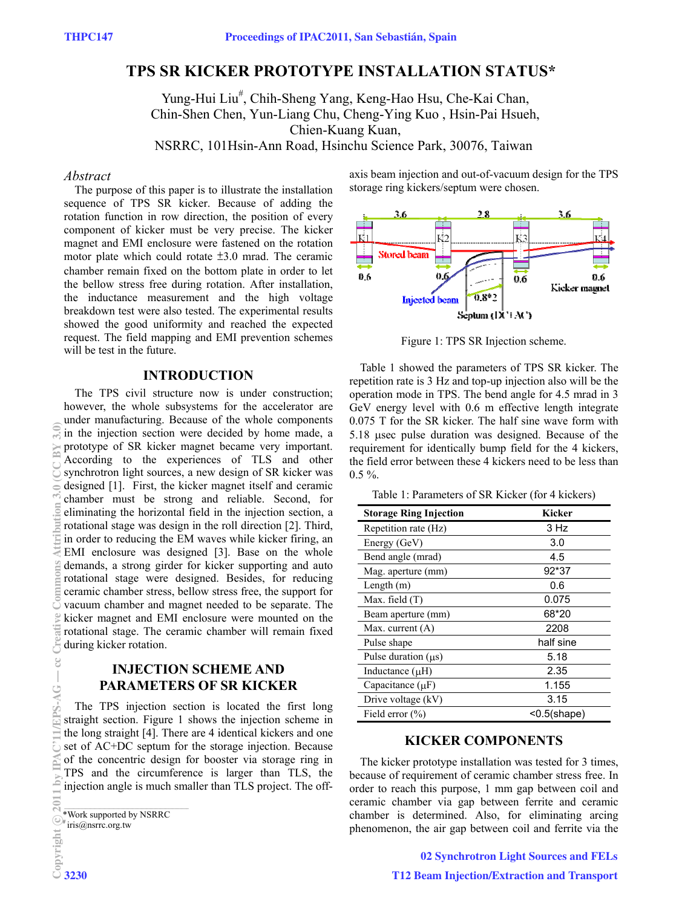# TPS SR KICKER PROTOTYPE INSTALLATION STATUS*

Yung-Hui Liu#, Chih-Sheng Yang, Keng-Hao Hsu, Che-Kai Chan, Chin-Shen Chen, Yun-Liang Chu, Cheng-Ying Kuo, Hsin-Pai Hsueh, Chien-Kuang Kuan,

NSRRC, 101Hsin-Ann Road, Hsinchu Science Park, 30076, Taiwan

## *Abstract*

The purpose of this paper is to illustrate the installation sequence of TPS SR kicker. Because of adding the rotation function in row direction, the position of every component of kicker must be very precise. The kicker magnet and EMI enclosure were fastened on the rotation motor plate which could rotate ±3.0 mrad. The ceramic chamber remain fixed on the bottom plate in order to let the bellow stress free during rotation. After installation, the inductance measurement and the high voltage breakdown test were also tested. The experimental results showed the good uniformity and reached the expected request. The field mapping and EMI prevention schemes will be test in the future.

## INTRODUCTION

The TPS civil structure now is under construction; however, the whole subsystems for the accelerator are under manufacturing. Because of the whole components in the injection section were decided by home made, a prototype of SR kicker magnet became very important. According to the experiences of TLS and other synchrotron light sources, a new design of SR kicker was designed [1]. First, the kicker magnet itself and ceramic chamber must be strong and reliable. Second, for eliminating the horizontal field in the injection section, a rotational stage was design in the roll direction [2]. Third, in order to reducing the EM waves while kicker firing, an EMI enclosure was designed [3]. Base on the whole demands, a strong girder for kicker supporting and auto rotational stage were designed. Besides, for reducing ceramic chamber stress, bellow stress free, the support for vacuum chamber and magnet needed to be separate. The kicker magnet and EMI enclosure were mounted on the rotational stage. The ceramic chamber will remain fixed during kicker rotation.

## INJECTION SCHEME AND PARAMETERS OF SR KICKER

The TPS injection section is located the first long straight section. Figure 1 shows the injection scheme in the long straight [4]. There are 4 identical kickers and one set of AC+DC septum for the storage injection. Because of the concentric design for booster via storage ring in TPS and the circumference is larger than TLS, the injection angle is much smaller than TLS project. The off-axis beam injection and out-of-vacuum design for the TPS storage ring kickers/septum were chosen.

Figure 1: TPS SR Injection scheme.

Table 1 showed the parameters of TPS SR kicker. The repetition rate is 3 Hz and top-up injection also will be the operation mode in TPS. The bend angle for 4.5 mrad in 3 GeV energy level with 0.6 m effective length integrate 0.075 T for the SR kicker. The half sine wave form with 5.18 μsec pulse duration was designed. Because of the requirement for identically bump field for the 4 kickers, the field error between these 4 kickers need to be less than 0.5 %.

Table 1: Parameters of SR Kicker (for 4 kickers)

| Storage Ring Injection | Kicker |
|---|---|
| Repetition rate (Hz) | 3 Hz |
| Energy (GeV) | 3.0 |
| Bend angle (mrad) | 4.5 |
| Mag. aperture (mm) | 92*37 |
| Length (m) | 0.6 |
| Max. field (T) | 0.075 |
| Beam aperture (mm) | 68*20 |
| Max. current (A) | 2208 |
| Pulse shape | half sine |
| Pulse duration (μs) | 5.18 |
| Inductance (μH) | 2.35 |
| Capacitance (μF) | 1.155 |
| Drive voltage (kV) | 3.15 |
| Field error (%) | <0.5(shape) |

## KICKER COMPONENTS

The kicker prototype installation was tested for 3 times, because of requirement of ceramic chamber stress free. In order to reach this purpose, 1 mm gap between coil and ceramic chamber via gap between ferrite and ceramic chamber is determined. Also, for eliminating arcing phenomenon, the air gap between coil and ferrite via the

*Work supported by NSRRC
# iris@nsrrc.org.tw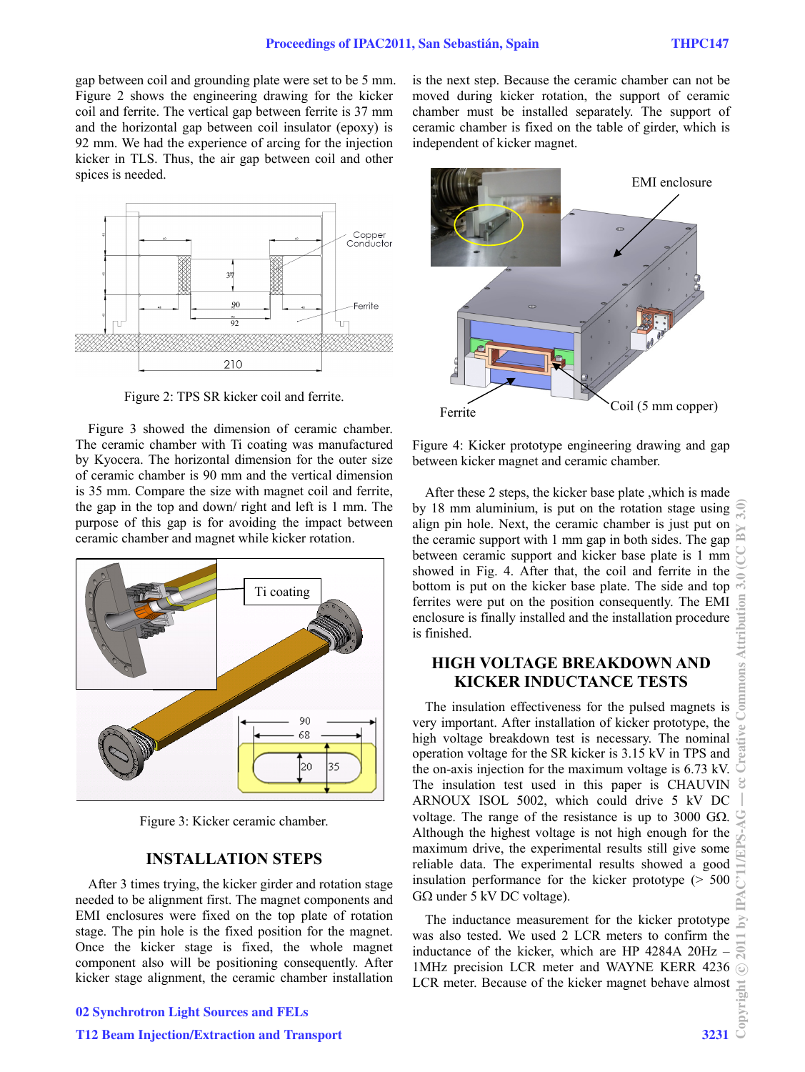gap between coil and grounding plate were set to be 5 mm. Figure 2 shows the engineering drawing for the kicker coil and ferrite. The vertical gap between ferrite is 37 mm and the horizontal gap between coil insulator (epoxy) is 92 mm. We had the experience of arcing for the injection kicker in TLS. Thus, the air gap between coil and other spices is needed.

Figure 2: TPS SR kicker coil and ferrite.

Figure 3 showed the dimension of ceramic chamber. The ceramic chamber with Ti coating was manufactured by Kyocera. The horizontal dimension for the outer size of ceramic chamber is 90 mm and the vertical dimension is 35 mm. Compare the size with magnet coil and ferrite, the gap in the top and down/ right and left is 1 mm. The purpose of this gap is for avoiding the impact between ceramic chamber and magnet while kicker rotation.

Figure 3: Kicker ceramic chamber.

## INSTALLATION STEPS

After 3 times trying, the kicker girder and rotation stage needed to be alignment first. The magnet components and EMI enclosures were fixed on the top plate of rotation stage. The pin hole is the fixed position for the magnet. Once the kicker stage is fixed, the whole magnet component also will be positioning consequently. After kicker stage alignment, the ceramic chamber installation is the next step. Because the ceramic chamber can not be moved during kicker rotation, the support of ceramic chamber must be installed separately. The support of ceramic chamber is fixed on the table of girder, which is independent of kicker magnet.

Figure 4: Kicker prototype engineering drawing and gap between kicker magnet and ceramic chamber.

After these 2 steps, the kicker base plate ,which is made by 18 mm aluminium, is put on the rotation stage using align pin hole. Next, the ceramic chamber is just put on the ceramic support with 1 mm gap in both sides. The gap between ceramic support and kicker base plate is 1 mm showed in Fig. 4. After that, the coil and ferrite in the bottom is put on the kicker base plate. The side and top ferrites were put on the position consequently. The EMI enclosure is finally installed and the installation procedure is finished.

## HIGH VOLTAGE BREAKDOWN AND KICKER INDUCTANCE TESTS

The insulation effectiveness for the pulsed magnets is very important. After installation of kicker prototype, the high voltage breakdown test is necessary. The nominal operation voltage for the SR kicker is 3.15 kV in TPS and the on-axis injection for the maximum voltage is 6.73 kV. The insulation test used in this paper is CHAUVIN ARNOUX ISOL 5002, which could drive 5 kV DC voltage. The range of the resistance is up to 3000 GΩ. Although the highest voltage is not high enough for the maximum drive, the experimental results still give some reliable data. The experimental results showed a good insulation performance for the kicker prototype (> 500 GΩ under 5 kV DC voltage).

The inductance measurement for the kicker prototype was also tested. We used 2 LCR meters to confirm the inductance of the kicker, which are HP 4284A 20Hz – 1MHz precision LCR meter and WAYNE KERR 4236 LCR meter. Because of the kicker magnet behave almost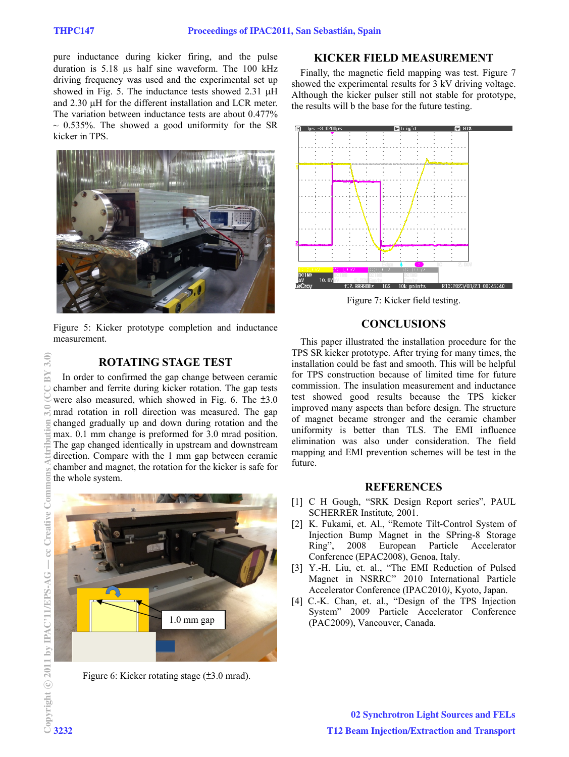pure inductance during kicker firing, and the pulse duration is 5.18 μs half sine waveform. The 100 kHz driving frequency was used and the experimental set up showed in Fig. 5. The inductance tests showed 2.31 μH and 2.30 μH for the different installation and LCR meter. The variation between inductance tests are about 0.477% ~ 0.535%. The showed a good uniformity for the SR kicker in TPS.

Figure 5: Kicker prototype completion and inductance measurement.

## ROTATING STAGE TEST

In order to confirmed the gap change between ceramic chamber and ferrite during kicker rotation. The gap tests were also measured, which showed in Fig. 6. The ±3.0 mrad rotation in roll direction was measured. The gap changed gradually up and down during rotation and the max. 0.1 mm change is preformed for 3.0 mrad position. The gap changed identically in upstream and downstream direction. Compare with the 1 mm gap between ceramic chamber and magnet, the rotation for the kicker is safe for the whole system.

1.0 mm gap

Figure 6: Kicker rotating stage (±3.0 mrad).

## KICKER FIELD MEASUREMENT

Finally, the magnetic field mapping was test. Figure 7 showed the experimental results for 3 kV driving voltage. Although the kicker pulser still not stable for prototype, the results will b the base for the future testing.

Figure 7: Kicker field testing.

## CONCLUSIONS

This paper illustrated the installation procedure for the TPS SR kicker prototype. After trying for many times, the installation could be fast and smooth. This will be helpful for TPS construction because of limited time for future commission. The insulation measurement and inductance test showed good results because the TPS kicker improved many aspects than before design. The structure of magnet became stronger and the ceramic chamber uniformity is better than TLS. The EMI influence elimination was also under consideration. The field mapping and EMI prevention schemes will be test in the future.

## REFERENCES

[1] C H Gough, "SRK Design Report series", PAUL SCHERRER Institute, 2001.

[2] K. Fukami, et. Al., "Remote Tilt-Control System of Injection Bump Magnet in the SPring-8 Storage Ring", 2008 European Particle Accelerator Conference (EPAC2008), Genoa, Italy.

[3] Y.-H. Liu, et. al., "The EMI Reduction of Pulsed Magnet in NSRRC" 2010 International Particle Accelerator Conference (IPAC2010), Kyoto, Japan.

[4] C.-K. Chan, et. al., "Design of the TPS Injection System" 2009 Particle Accelerator Conference (PAC2009), Vancouver, Canada.